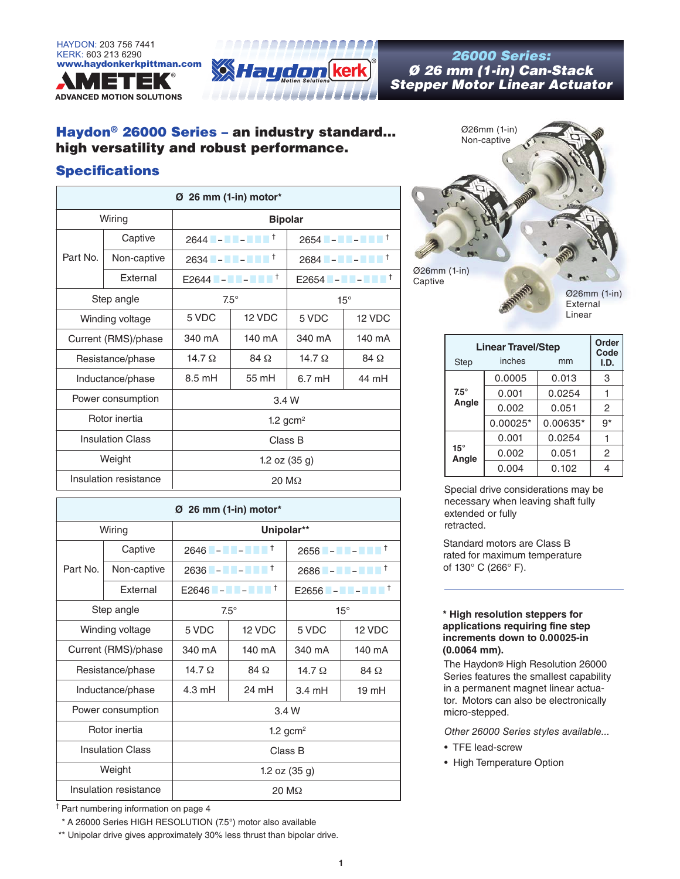HAYDON: 203 756 7441
KERK: 603 213 6290
www.haydonkerkpittman.com

AMETEK® ADVANCED MOTION SOLUTIONS

# 26000 Series: Ø 26 mm (1-in) Can-Stack Stepper Motor Linear Actuator

## Haydon® 26000 Series – an industry standard... high versatility and robust performance.

## Specifications

| Ø 26 mm (1-in) motor* | | | | | |
|---|---|---|---|---|---|
| Wiring | | Bipolar | | | |
| Part No. | Captive | 2644 ■-■■-■■■ † | | 2654 ■-■■-■■■ † | |
| | Non-captive | 2634 ■-■■-■■■ † | | 2684 ■-■■-■■■ † | |
| | External | E2644 ■-■■-■■■ † | | E2654 ■-■■-■■■ † | |
| Step angle | | 7.5° | | 15° | |
| Winding voltage | | 5 VDC | 12 VDC | 5 VDC | 12 VDC |
| Current (RMS)/phase | | 340 mA | 140 mA | 340 mA | 140 mA |
| Resistance/phase | | 14.7 Ω | 84 Ω | 14.7 Ω | 84 Ω |
| Inductance/phase | | 8.5 mH | 55 mH | 6.7 mH | 44 mH |
| Power consumption | | 3.4 W | | | |
| Rotor inertia | | 1.2 gcm² | | | |
| Insulation Class | | Class B | | | |
| Weight | | 1.2 oz (35 g) | | | |
| Insulation resistance | | 20 MΩ | | | |

| Ø 26 mm (1-in) motor* | | | | | |
|---|---|---|---|---|---|
| Wiring | | Unipolar** | | | |
| Part No. | Captive | 2646 ■-■■-■■■ † | | 2656 ■-■■-■■■ † | |
| | Non-captive | 2636 ■-■■-■■■ † | | 2686 ■-■■-■■■ † | |
| | External | E2646 ■-■■-■■■ † | | E2656 ■-■■-■■■ † | |
| Step angle | | 7.5° | | 15° | |
| Winding voltage | | 5 VDC | 12 VDC | 5 VDC | 12 VDC |
| Current (RMS)/phase | | 340 mA | 140 mA | 340 mA | 140 mA |
| Resistance/phase | | 14.7 Ω | 84 Ω | 14.7 Ω | 84 Ω |
| Inductance/phase | | 4.3 mH | 24 mH | 3.4 mH | 19 mH |
| Power consumption | | 3.4 W | | | |
| Rotor inertia | | 1.2 gcm² | | | |
| Insulation Class | | Class B | | | |
| Weight | | 1.2 oz (35 g) | | | |
| Insulation resistance | | 20 MΩ | | | |

† Part numbering information on page 4

\* A 26000 Series HIGH RESOLUTION (7.5°) motor also available

** Unipolar drive gives approximately 30% less thrust than bipolar drive.

Ø26mm (1-in) Non-captive

Ø26mm (1-in) Captive

Ø26mm (1-in) External Linear

| Step | Linear Travel/Step inches | mm | Order Code I.D. |
|---|---|---|---|
| 7.5° Angle | 0.0005 | 0.013 | 3 |
| | 0.001 | 0.0254 | 1 |
| | 0.002 | 0.051 | 2 |
| | 0.00025* | 0.00635* | 9* |
| 15° Angle | 0.001 | 0.0254 | 1 |
| | 0.002 | 0.051 | 2 |
| | 0.004 | 0.102 | 4 |

Special drive considerations may be necessary when leaving shaft fully extended or fully retracted.

Standard motors are Class B rated for maximum temperature of 130° C (266° F).

**\* High resolution steppers for applications requiring fine step increments down to 0.00025-in (0.0064 mm).**

The Haydon® High Resolution 26000 Series features the smallest capability in a permanent magnet linear actuator. Motors can also be electronically micro-stepped.

*Other 26000 Series styles available...*

- TFE lead-screw
- High Temperature Option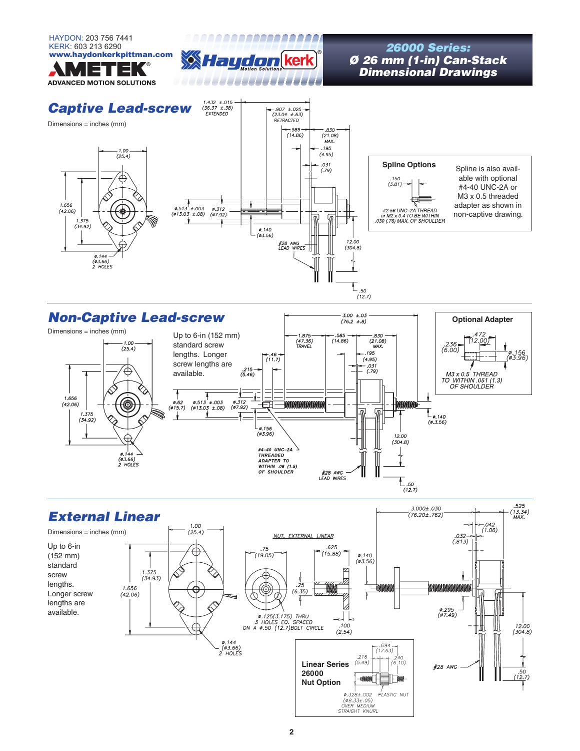HAYDON: 203 756 7441
KERK: 603 213 6290
**www.haydonkerkpittman.com**

AMETEK® ADVANCED MOTION SOLUTIONS

Haydon kerk® Motion Solutions

# 26000 Series: Ø 26 mm (1-in) Can-Stack Dimensional Drawings

## Captive Lead-screw

Dimensions = inches (mm)

1.432 ±.015 (36.37 ±.38) EXTENDED
.907 ±.025 (23.04 ±.63) RETRACTED
.585 (14.86)
.830 (21.08) MAX.
.195 (4.95)
.031 (.79)
1.00 (25.4)
1.656 (42.06)
1.375 (34.92)
ø.513 ±.003 (ø13.03 ±.08)
ø.312 (ø7.92)
ø.140 (ø3.56)
#28 AWG LEAD WIRES
12.00 (304.8)
.50 (12.7)
ø.144 (ø3.66) 2 HOLES

### Spline Options

.150 (3.81)

#2-56 UNC–2A THREAD or M2 x 0.4 TO BE WITHIN .030 (.76) MAX. OF SHOULDER

Spline is also available with optional #4-40 UNC-2A or M3 x 0.5 threaded adapter as shown in non-captive drawing.

## Non-Captive Lead-screw

Dimensions = inches (mm)

Up to 6-in (152 mm) standard screw lengths. Longer screw lengths are available.

3.00 ±.03 (76.2 ±.8)
1.875 (47.36) TRAVEL
.585 (14.86)
.830 (21.08) MAX.
.195 (4.95)
.031 (.79)
.46 (11.7)
.215 (5.46)
1.00 (25.4)
1.656 (42.06)
1.375 (34.92)
ø.62 (ø15.7)
ø.513 ±.003 (ø13.03 ±.08)
ø.312 (ø7.92)
ø.156 (ø3.96)
ø.140 (ø3.56)
#4-40 UNC–2A THREADED ADAPTER TO WITHIN .06 (1.5) OF SHOULDER
#28 AWG LEAD WIRES
12.00 (304.8)
.50 (12.7)
ø.144 (ø3.66) 2 HOLES

### Optional Adapter

.472 (12.00)
.236 (6.00)
ø.156 (ø3.96)
M3 x 0.5 THREAD TO WITHIN .051 (1.3) OF SHOULDER

## External Linear

Dimensions = inches (mm)

Up to 6-in (152 mm) standard screw lengths. Longer screw lengths are available.

1.00 (25.4)
1.375 (34.93)
1.656 (42.06)
ø.144 (ø3.66) 2 HOLES
NUT, EXTERNAL LINEAR
.75 (19.05)
.625 (15.88)
.25 (6.35)
.100 (2.54)
ø.125(3.175) THRU 3 HOLES EQ. SPACED ON A ø.50 (12.7)BOLT CIRCLE
ø.140 (ø3.56)
3.000±.030 (76.20±.762)
.525 (13.34) MAX.
.042 (1.06)
.032 (.813)
ø.295 (ø7.49)
12.00 (304.8)
#28 AWG
.50 (12.7)

### Linear Series 26000 Nut Option

.694 (17.63)
.216 (5.49)
.240 (6.10)
ø.328±.002 (ø8.33±.05) OVER MEDIUM STRAIGHT KNURL
PLASTIC NUT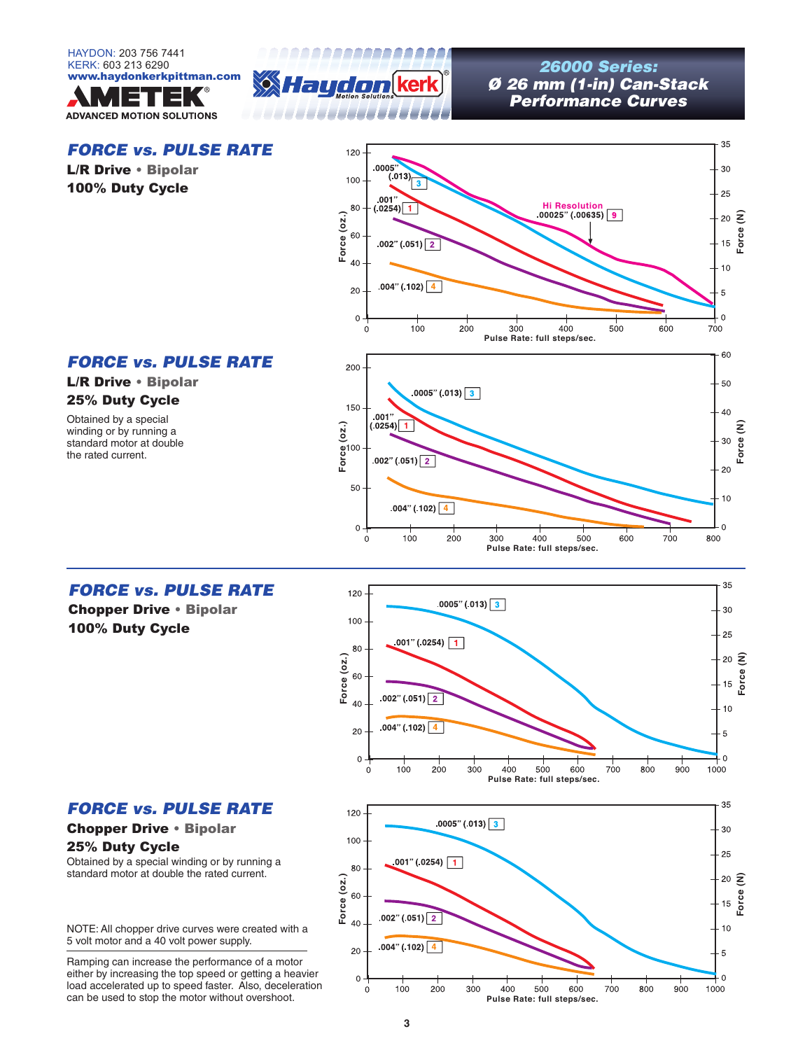HAYDON: 203 756 7441
KERK: 603 213 6290
www.haydonkerkpittman.com

AMETEK® ADVANCED MOTION SOLUTIONS

# 26000 Series: Ø 26 mm (1-in) Can-Stack Performance Curves

## FORCE vs. PULSE RATE

**L/R Drive • Bipolar**
**100% Duty Cycle**

Force (oz.) / Force (N) vs. Pulse Rate: full steps/sec.

Curves: .0005" (.013) [3]; .001" (.0254) [1]; .002" (.051) [2]; .004" (.102) [4]; Hi Resolution .00025" (.00635) [9]

## FORCE vs. PULSE RATE

**L/R Drive • Bipolar**
**25% Duty Cycle**

Obtained by a special winding or by running a standard motor at double the rated current.

Force (oz.) / Force (N) vs. Pulse Rate: full steps/sec.

Curves: .0005" (.013) [3]; .001" (.0254) [1]; .002" (.051) [2]; .004" (.102) [4]

## FORCE vs. PULSE RATE

**Chopper Drive • Bipolar**
**100% Duty Cycle**

Force (oz.) / Force (N) vs. Pulse Rate: full steps/sec.

Curves: .0005" (.013) [3]; .001" (.0254) [1]; .002" (.051) [2]; .004" (.102) [4]

## FORCE vs. PULSE RATE

**Chopper Drive • Bipolar**
**25% Duty Cycle**

Obtained by a special winding or by running a standard motor at double the rated current.

Force (oz.) / Force (N) vs. Pulse Rate: full steps/sec.

Curves: .0005" (.013) [3]; .001" (.0254) [1]; .002" (.051) [2]; .004" (.102) [4]

NOTE: All chopper drive curves were created with a 5 volt motor and a 40 volt power supply.

Ramping can increase the performance of a motor either by increasing the top speed or getting a heavier load accelerated up to speed faster. Also, deceleration can be used to stop the motor without overshoot.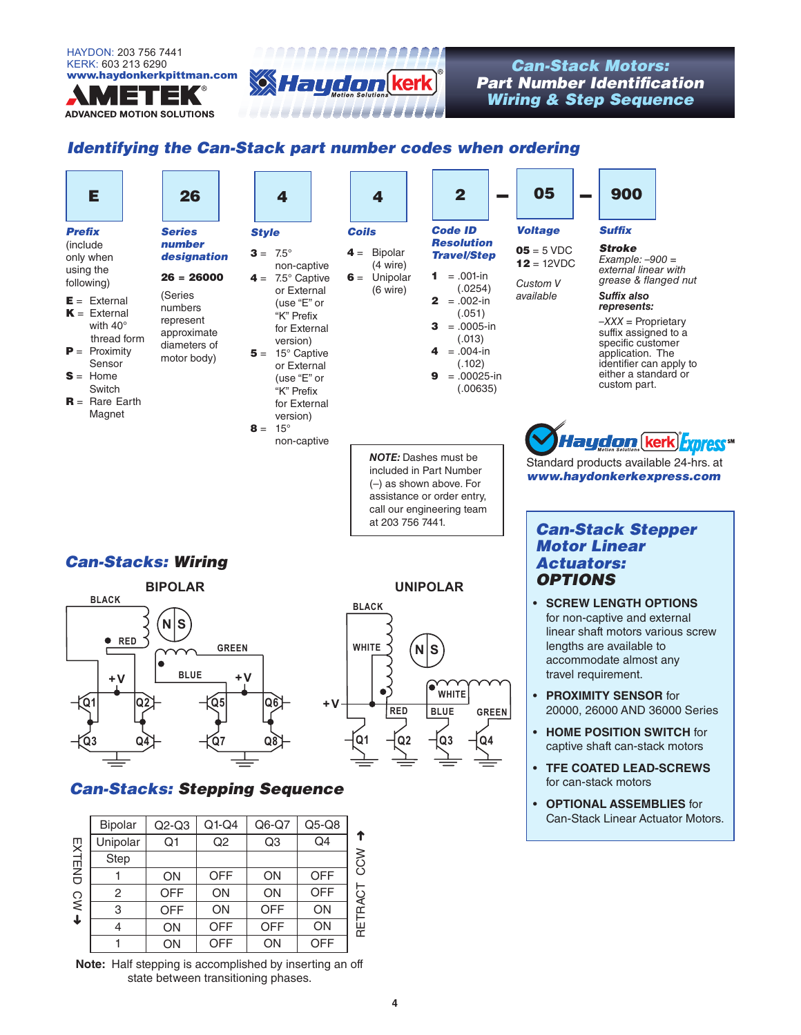HAYDON: 203 756 7441
KERK: 603 213 6290
www.haydonkerkpittman.com

AMETEK®
ADVANCED MOTION SOLUTIONS

# Can-Stack Motors: Part Number Identification Wiring & Step Sequence

## Identifying the Can-Stack part number codes when ordering

| E | 26 | 4 | 4 | 2 | – | 05 | – | 900 |
|---|---|---|---|---|---|---|---|---|

***Prefix*** (include only when using the following)

- **E** = External
- **K** = External with 40° thread form
- **P** = Proximity Sensor
- **S** = Home Switch
- **R** = Rare Earth Magnet

***Series number designation***

**26 = 26000**

(Series numbers represent approximate diameters of motor body)

***Style***

- **3** = 7.5° non-captive
- **4** = 7.5° Captive or External (use "E" or "K" Prefix for External version)
- **5** = 15° Captive or External (use "E" or "K" Prefix for External version)
- **8** = 15° non-captive

***Coils***

- **4** = Bipolar (4 wire)
- **6** = Unipolar (6 wire)

***Code ID Resolution Travel/Step***

- **1** = .001-in (.0254)
- **2** = .002-in (.051)
- **3** = .0005-in (.013)
- **4** = .004-in (.102)
- **9** = .00025-in (.00635)

***Voltage***

- **05** = 5 VDC
- **12** = 12VDC

*Custom V available*

***Suffix***

***Stroke***
*Example: –900 = external linear with grease & flanged nut*

***Suffix also represents:***
*–XXX = Proprietary suffix assigned to a specific customer application. The identifier can apply to either a standard or custom part.*

***NOTE:*** Dashes must be included in Part Number (–) as shown above. For assistance or order entry, call our engineering team at 203 756 7441.

Haydon kerk Express℠
Standard products available 24-hrs. at ***www.haydonkerkexpress.com***

## Can-Stacks: Wiring

BIPOLAR — BLACK, RED, GREEN, BLUE, +V, +V, Q1, Q2, Q3, Q4, Q5, Q6, Q7, Q8

UNIPOLAR — BLACK, WHITE, WHITE, RED, BLUE, GREEN, +V, Q1, Q2, Q3, Q4

## Can-Stacks: Stepping Sequence

| Bipolar | Q2-Q3 | Q1-Q4 | Q6-Q7 | Q5-Q8 |
|---|---|---|---|---|
| Unipolar | Q1 | Q2 | Q3 | Q4 |
| Step | | | | |
| 1 | ON | OFF | ON | OFF |
| 2 | OFF | ON | ON | OFF |
| 3 | OFF | ON | OFF | ON |
| 4 | ON | OFF | OFF | ON |
| 1 | ON | OFF | ON | OFF |

EXTEND CW ↓ / RETRACT CCW ↑

**Note:** Half stepping is accomplished by inserting an off state between transitioning phases.

## Can-Stack Stepper Motor Linear Actuators: OPTIONS

- **SCREW LENGTH OPTIONS** for non-captive and external linear shaft motors various screw lengths are available to accommodate almost any travel requirement.
- **PROXIMITY SENSOR** for 20000, 26000 AND 36000 Series
- **HOME POSITION SWITCH** for captive shaft can-stack motors
- **TFE COATED LEAD-SCREWS** for can-stack motors
- **OPTIONAL ASSEMBLIES** for Can-Stack Linear Actuator Motors.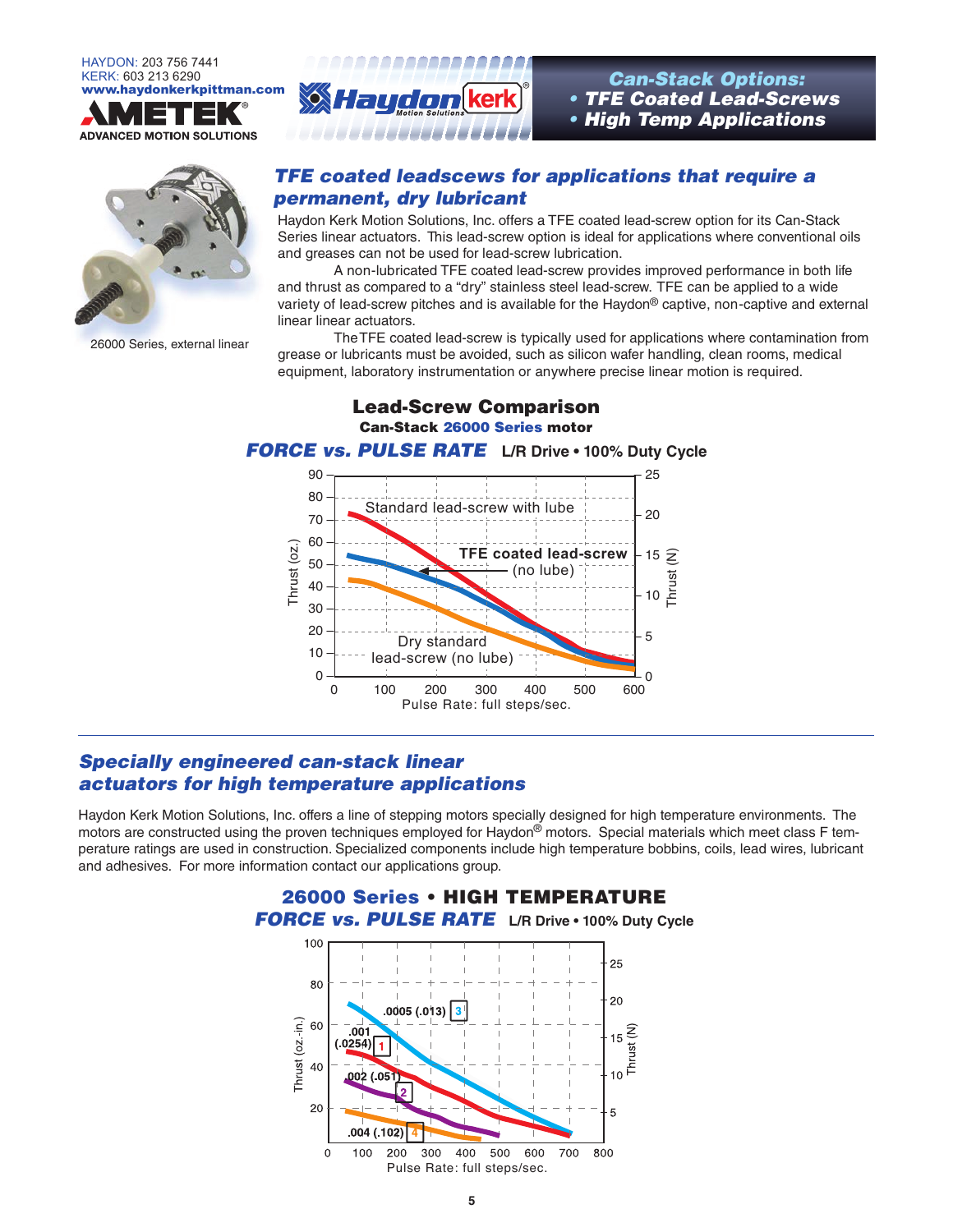HAYDON: 203 756 7441
KERK: 603 213 6290
www.haydonkerkpittman.com

AMETEK® ADVANCED MOTION SOLUTIONS

Haydon kerk® Motion Solutions

## Can-Stack Options:
- **TFE Coated Lead-Screws**
- **High Temp Applications**

26000 Series, external linear

## *TFE coated leadscews for applications that require a permanent, dry lubricant*

Haydon Kerk Motion Solutions, Inc. offers a TFE coated lead-screw option for its Can-Stack Series linear actuators. This lead-screw option is ideal for applications where conventional oils and greases can not be used for lead-screw lubrication.

A non-lubricated TFE coated lead-screw provides improved performance in both life and thrust as compared to a "dry" stainless steel lead-screw. TFE can be applied to a wide variety of lead-screw pitches and is available for the Haydon® captive, non-captive and external linear linear actuators.

The TFE coated lead-screw is typically used for applications where contamination from grease or lubricants must be avoided, such as silicon wafer handling, clean rooms, medical equipment, laboratory instrumentation or anywhere precise linear motion is required.

### Lead-Screw Comparison
**Can-Stack 26000 Series motor**

***FORCE vs. PULSE RATE*** **L/R Drive • 100% Duty Cycle**

Curves: Standard lead-screw with lube; TFE coated lead-screw (no lube); Dry standard lead-screw (no lube)

Thrust (oz.) 0–90; Thrust (N) 0–25; Pulse Rate: full steps/sec. 0–600

## *Specially engineered can-stack linear actuators for high temperature applications*

Haydon Kerk Motion Solutions, Inc. offers a line of stepping motors specially designed for high temperature environments. The motors are constructed using the proven techniques employed for Haydon® motors. Special materials which meet class F temperature ratings are used in construction. Specialized components include high temperature bobbins, coils, lead wires, lubricant and adhesives. For more information contact our applications group.

### 26000 Series • HIGH TEMPERATURE
***FORCE vs. PULSE RATE*** **L/R Drive • 100% Duty Cycle**

Curves: 1 — .001 (.0254); 2 — .002 (.051); 3 — .0005 (.013); 4 — .004 (.102)

Thrust (oz.-in.) 0–100; Thrust (N) 5–25; Pulse Rate: full steps/sec. 0–800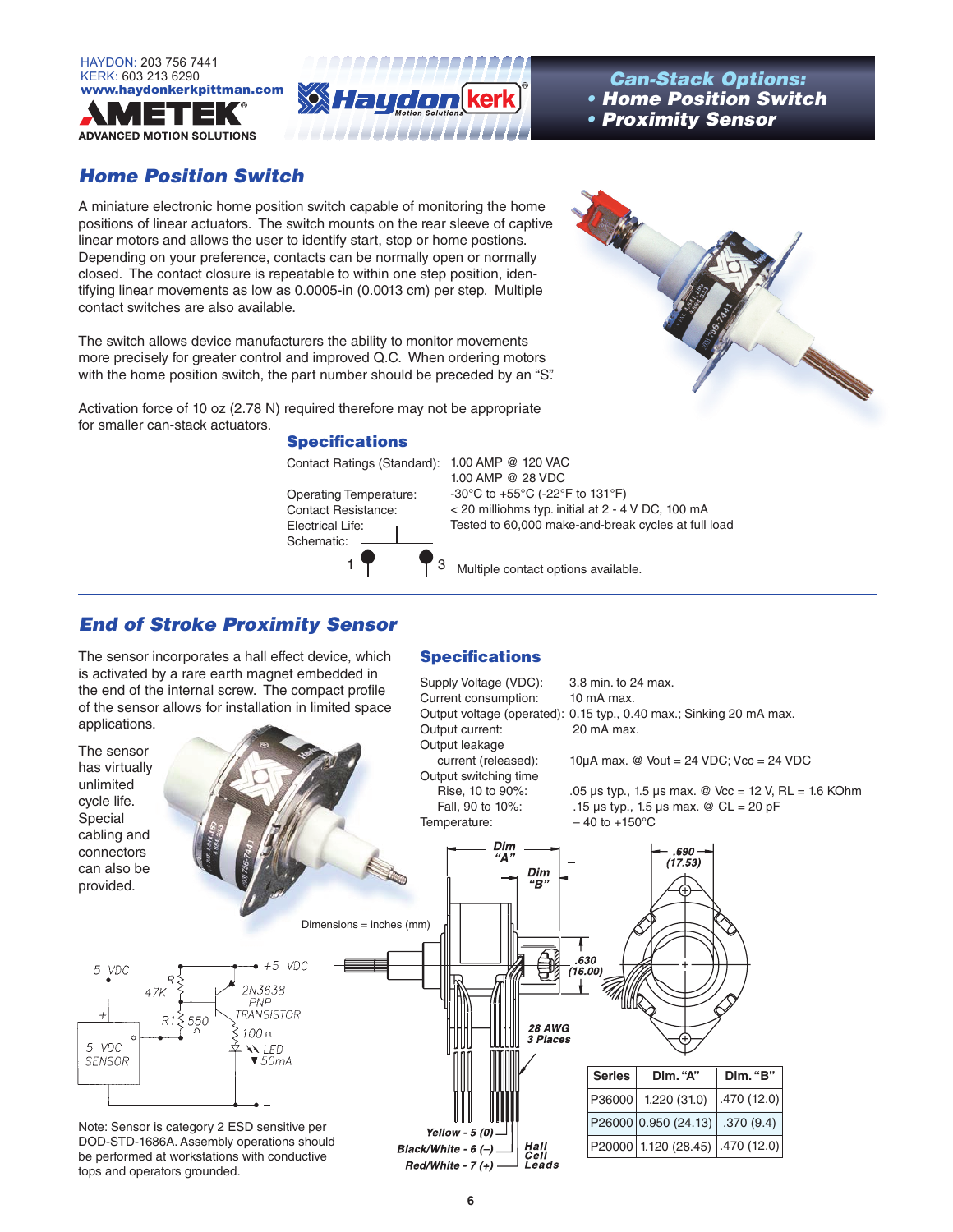HAYDON: 203 756 7441
KERK: 603 213 6290
www.haydonkerkpittman.com
AMETEK®
ADVANCED MOTION SOLUTIONS

# Can-Stack Options:
- **Home Position Switch**
- **Proximity Sensor**

## Home Position Switch

A miniature electronic home position switch capable of monitoring the home positions of linear actuators. The switch mounts on the rear sleeve of captive linear motors and allows the user to identify start, stop or home postions. Depending on your preference, contacts can be normally open or normally closed. The contact closure is repeatable to within one step position, identifying linear movements as low as 0.0005-in (0.0013 cm) per step. Multiple contact switches are also available.

The switch allows device manufacturers the ability to monitor movements more precisely for greater control and improved Q.C. When ordering motors with the home position switch, the part number should be preceded by an "S".

Activation force of 10 oz (2.78 N) required therefore may not be appropriate for smaller can-stack actuators.

### Specifications

Contact Ratings (Standard): 1.00 AMP @ 120 VAC
1.00 AMP @ 28 VDC

Operating Temperature: -30°C to +55°C (-22°F to 131°F)

Contact Resistance: < 20 milliohms typ. initial at 2 - 4 V DC, 100 mA

Electrical Life: Tested to 60,000 make-and-break cycles at full load

Schematic:

1 3

Multiple contact options available.

## End of Stroke Proximity Sensor

The sensor incorporates a hall effect device, which is activated by a rare earth magnet embedded in the end of the internal screw. The compact profile of the sensor allows for installation in limited space applications.

The sensor has virtually unlimited cycle life. Special cabling and connectors can also be provided.

### Specifications

Supply Voltage (VDC): 3.8 min. to 24 max.

Current consumption: 10 mA max.

Output voltage (operated): 0.15 typ., 0.40 max.; Sinking 20 mA max.

Output current: 20 mA max.

Output leakage current (released): 10μA max. @ Vout = 24 VDC; Vcc = 24 VDC

Output switching time
- Rise, 10 to 90%: .05 μs typ., 1.5 μs max. @ Vcc = 12 V, RL = 1.6 KOhm
- Fall, 90 to 10%: .15 μs typ., 1.5 μs max. @ CL = 20 pF

Temperature: – 40 to +150°C

Dimensions = inches (mm)

Dim "A"
Dim "B"
.690 (17.53)
.630 (16.00)
28 AWG 3 Places
Yellow - 5 (0)
Black/White - 6 (–)
Red/White - 7 (+)
Hall Cell Leads

| Series | Dim. "A" | Dim. "B" |
|---|---|---|
| P36000 | 1.220 (31.0) | .470 (12.0) |
| P26000 | 0.950 (24.13) | .370 (9.4) |
| P20000 | 1.120 (28.45) | .470 (12.0) |

5 VDC
+5 VDC
R 47K
2N3638 PNP TRANSISTOR
R1 550 Ω
100 Ω
LED 50mA
5 VDC SENSOR

Note: Sensor is category 2 ESD sensitive per DOD-STD-1686A. Assembly operations should be performed at workstations with conductive tops and operators grounded.